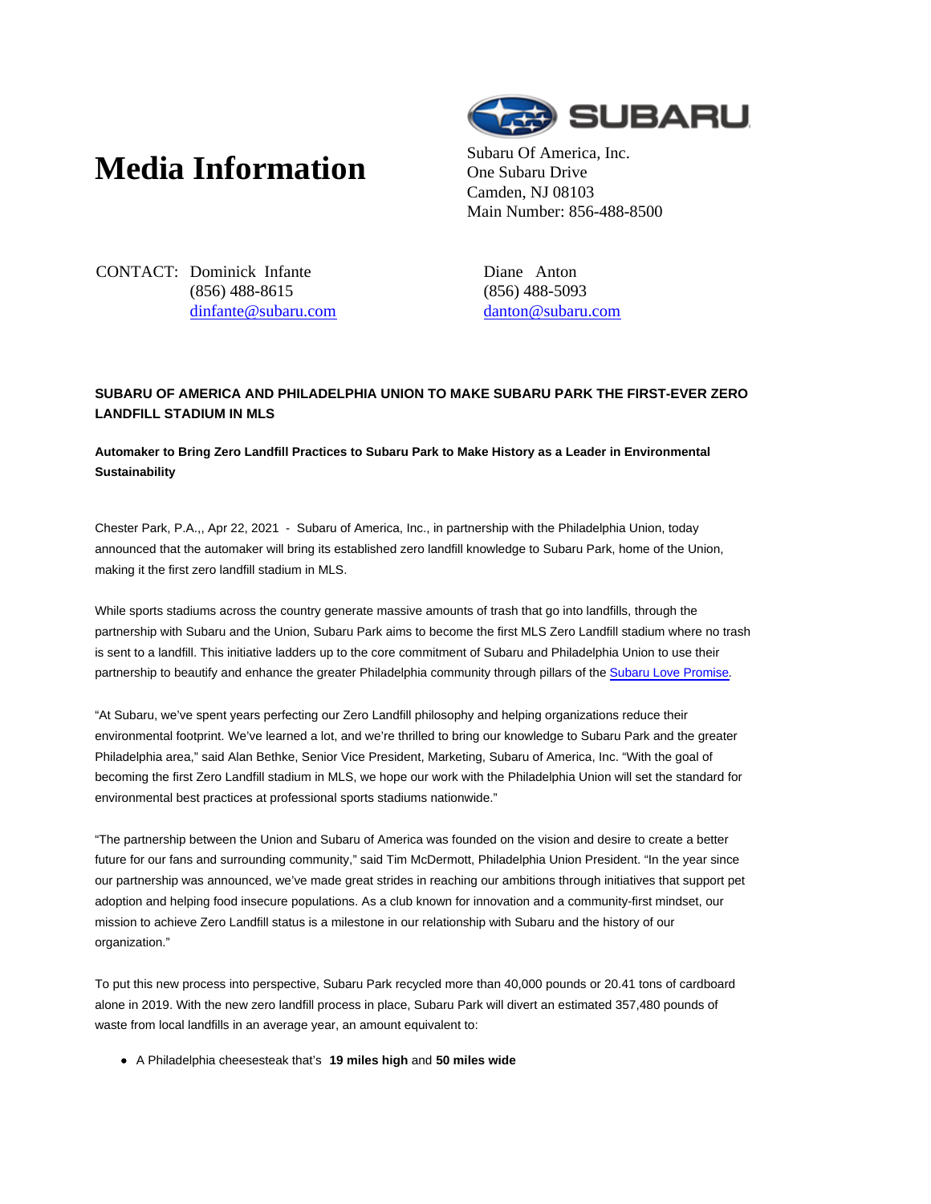# Media Information

Subaru Of America, Inc.
One Subaru Drive
Camden, NJ 08103
Main Number: 856-488-8500

CONTACT: Dominick Infante
(856) 488-8615
dinfante@subaru.com

Diane Anton
(856) 488-5093
danton@subaru.com

**SUBARU OF AMERICA AND PHILADELPHIA UNION TO MAKE SUBARU PARK THE FIRST-EVER ZERO LANDFILL STADIUM IN MLS**

**Automaker to Bring Zero Landfill Practices to Subaru Park to Make History as a Leader in Environmental Sustainability**

Chester Park, P.A.,, Apr 22, 2021 - Subaru of America, Inc., in partnership with the Philadelphia Union, today announced that the automaker will bring its established zero landfill knowledge to Subaru Park, home of the Union, making it the first zero landfill stadium in MLS.

While sports stadiums across the country generate massive amounts of trash that go into landfills, through the partnership with Subaru and the Union, Subaru Park aims to become the first MLS Zero Landfill stadium where no trash is sent to a landfill. This initiative ladders up to the core commitment of Subaru and Philadelphia Union to use their partnership to beautify and enhance the greater Philadelphia community through pillars of the Subaru Love Promise.

"At Subaru, we've spent years perfecting our Zero Landfill philosophy and helping organizations reduce their environmental footprint. We've learned a lot, and we're thrilled to bring our knowledge to Subaru Park and the greater Philadelphia area," said Alan Bethke, Senior Vice President, Marketing, Subaru of America, Inc. "With the goal of becoming the first Zero Landfill stadium in MLS, we hope our work with the Philadelphia Union will set the standard for environmental best practices at professional sports stadiums nationwide."

"The partnership between the Union and Subaru of America was founded on the vision and desire to create a better future for our fans and surrounding community," said Tim McDermott, Philadelphia Union President. "In the year since our partnership was announced, we've made great strides in reaching our ambitions through initiatives that support pet adoption and helping food insecure populations. As a club known for innovation and a community-first mindset, our mission to achieve Zero Landfill status is a milestone in our relationship with Subaru and the history of our organization."

To put this new process into perspective, Subaru Park recycled more than 40,000 pounds or 20.41 tons of cardboard alone in 2019. With the new zero landfill process in place, Subaru Park will divert an estimated 357,480 pounds of waste from local landfills in an average year, an amount equivalent to:

- A Philadelphia cheesesteak that's **19 miles high** and **50 miles wide**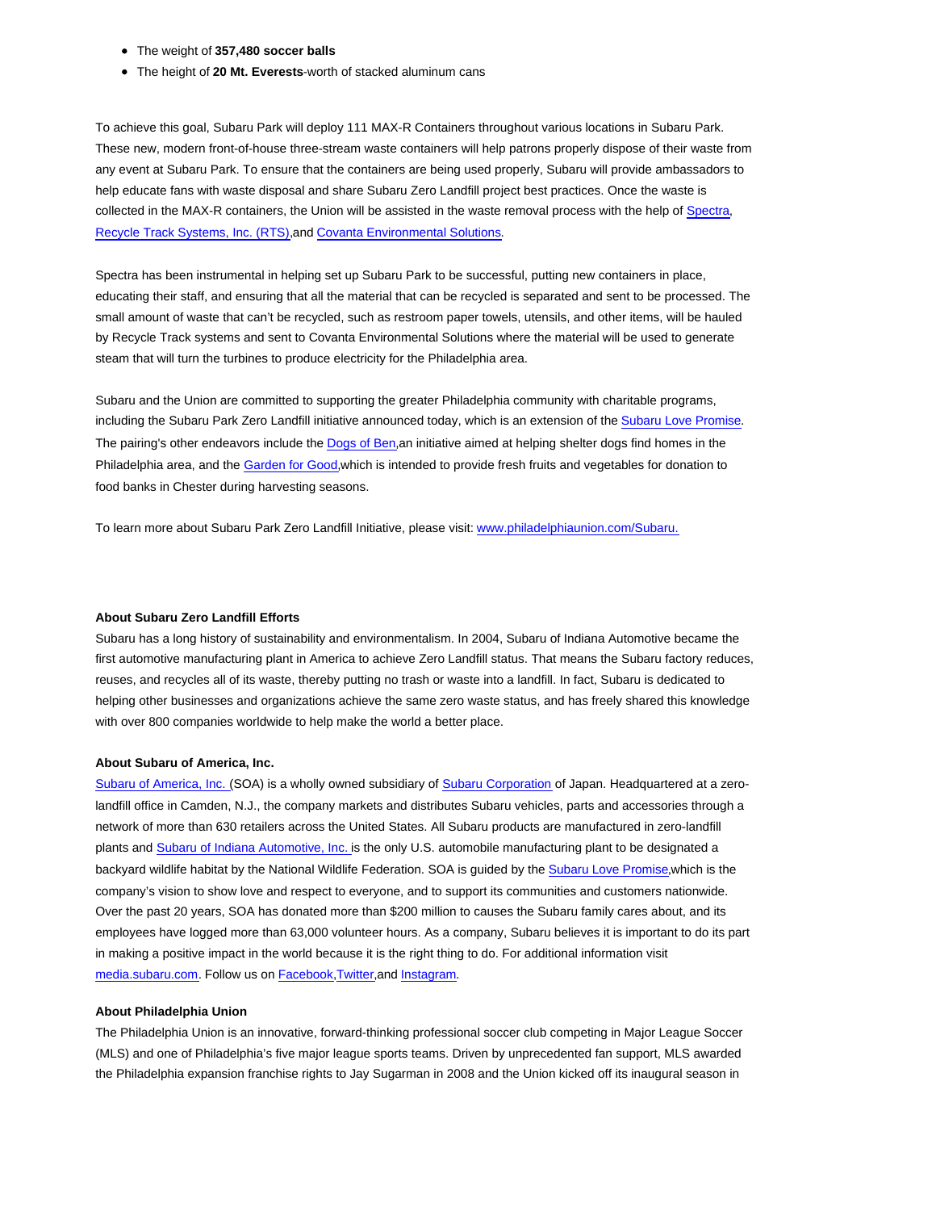- The weight of **357,480 soccer balls**
- The height of **20 Mt. Everests**-worth of stacked aluminum cans

To achieve this goal, Subaru Park will deploy 111 MAX-R Containers throughout various locations in Subaru Park. These new, modern front-of-house three-stream waste containers will help patrons properly dispose of their waste from any event at Subaru Park. To ensure that the containers are being used properly, Subaru will provide ambassadors to help educate fans with waste disposal and share Subaru Zero Landfill project best practices. Once the waste is collected in the MAX-R containers, the Union will be assisted in the waste removal process with the help of Spectra, Recycle Track Systems, Inc. (RTS),and Covanta Environmental Solutions.

Spectra has been instrumental in helping set up Subaru Park to be successful, putting new containers in place, educating their staff, and ensuring that all the material that can be recycled is separated and sent to be processed. The small amount of waste that can't be recycled, such as restroom paper towels, utensils, and other items, will be hauled by Recycle Track systems and sent to Covanta Environmental Solutions where the material will be used to generate steam that will turn the turbines to produce electricity for the Philadelphia area.

Subaru and the Union are committed to supporting the greater Philadelphia community with charitable programs, including the Subaru Park Zero Landfill initiative announced today, which is an extension of the Subaru Love Promise. The pairing's other endeavors include the Dogs of Ben,an initiative aimed at helping shelter dogs find homes in the Philadelphia area, and the Garden for Good,which is intended to provide fresh fruits and vegetables for donation to food banks in Chester during harvesting seasons.

To learn more about Subaru Park Zero Landfill Initiative, please visit: www.philadelphiaunion.com/Subaru.

**About Subaru Zero Landfill Efforts**

Subaru has a long history of sustainability and environmentalism. In 2004, Subaru of Indiana Automotive became the first automotive manufacturing plant in America to achieve Zero Landfill status. That means the Subaru factory reduces, reuses, and recycles all of its waste, thereby putting no trash or waste into a landfill. In fact, Subaru is dedicated to helping other businesses and organizations achieve the same zero waste status, and has freely shared this knowledge with over 800 companies worldwide to help make the world a better place.

**About Subaru of America, Inc.**

Subaru of America, Inc. (SOA) is a wholly owned subsidiary of Subaru Corporation of Japan. Headquartered at a zero-landfill office in Camden, N.J., the company markets and distributes Subaru vehicles, parts and accessories through a network of more than 630 retailers across the United States. All Subaru products are manufactured in zero-landfill plants and Subaru of Indiana Automotive, Inc. is the only U.S. automobile manufacturing plant to be designated a backyard wildlife habitat by the National Wildlife Federation. SOA is guided by the Subaru Love Promise,which is the company's vision to show love and respect to everyone, and to support its communities and customers nationwide. Over the past 20 years, SOA has donated more than $200 million to causes the Subaru family cares about, and its employees have logged more than 63,000 volunteer hours. As a company, Subaru believes it is important to do its part in making a positive impact in the world because it is the right thing to do. For additional information visit media.subaru.com. Follow us on Facebook,Twitter,and Instagram.

**About Philadelphia Union**

The Philadelphia Union is an innovative, forward-thinking professional soccer club competing in Major League Soccer (MLS) and one of Philadelphia's five major league sports teams. Driven by unprecedented fan support, MLS awarded the Philadelphia expansion franchise rights to Jay Sugarman in 2008 and the Union kicked off its inaugural season in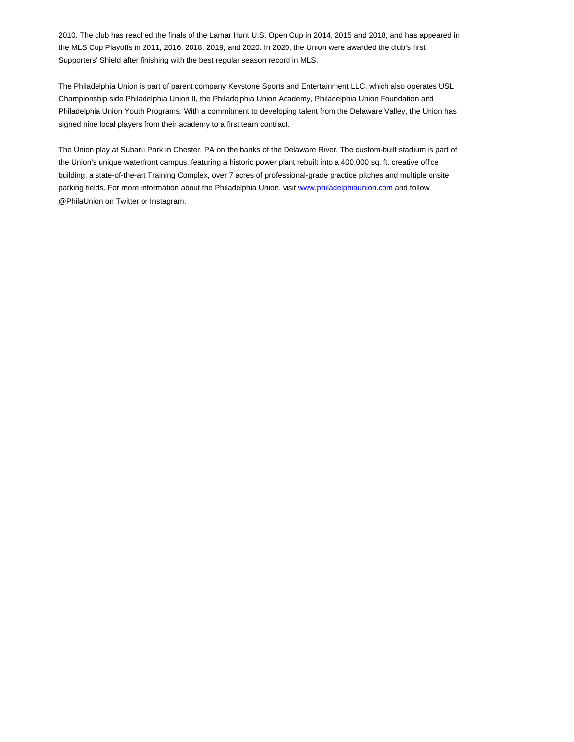2010. The club has reached the finals of the Lamar Hunt U.S. Open Cup in 2014, 2015 and 2018, and has appeared in the MLS Cup Playoffs in 2011, 2016, 2018, 2019, and 2020. In 2020, the Union were awarded the club's first Supporters' Shield after finishing with the best regular season record in MLS.

The Philadelphia Union is part of parent company Keystone Sports and Entertainment LLC, which also operates USL Championship side Philadelphia Union II, the Philadelphia Union Academy, Philadelphia Union Foundation and Philadelphia Union Youth Programs. With a commitment to developing talent from the Delaware Valley, the Union has signed nine local players from their academy to a first team contract.

The Union play at Subaru Park in Chester, PA on the banks of the Delaware River. The custom-built stadium is part of the Union's unique waterfront campus, featuring a historic power plant rebuilt into a 400,000 sq. ft. creative office building, a state-of-the-art Training Complex, over 7 acres of professional-grade practice pitches and multiple onsite parking fields. For more information about the Philadelphia Union, visit [www.philadelphiaunion.com](http://www.philadelphiaunion.com) and follow @PhilaUnion on Twitter or Instagram.